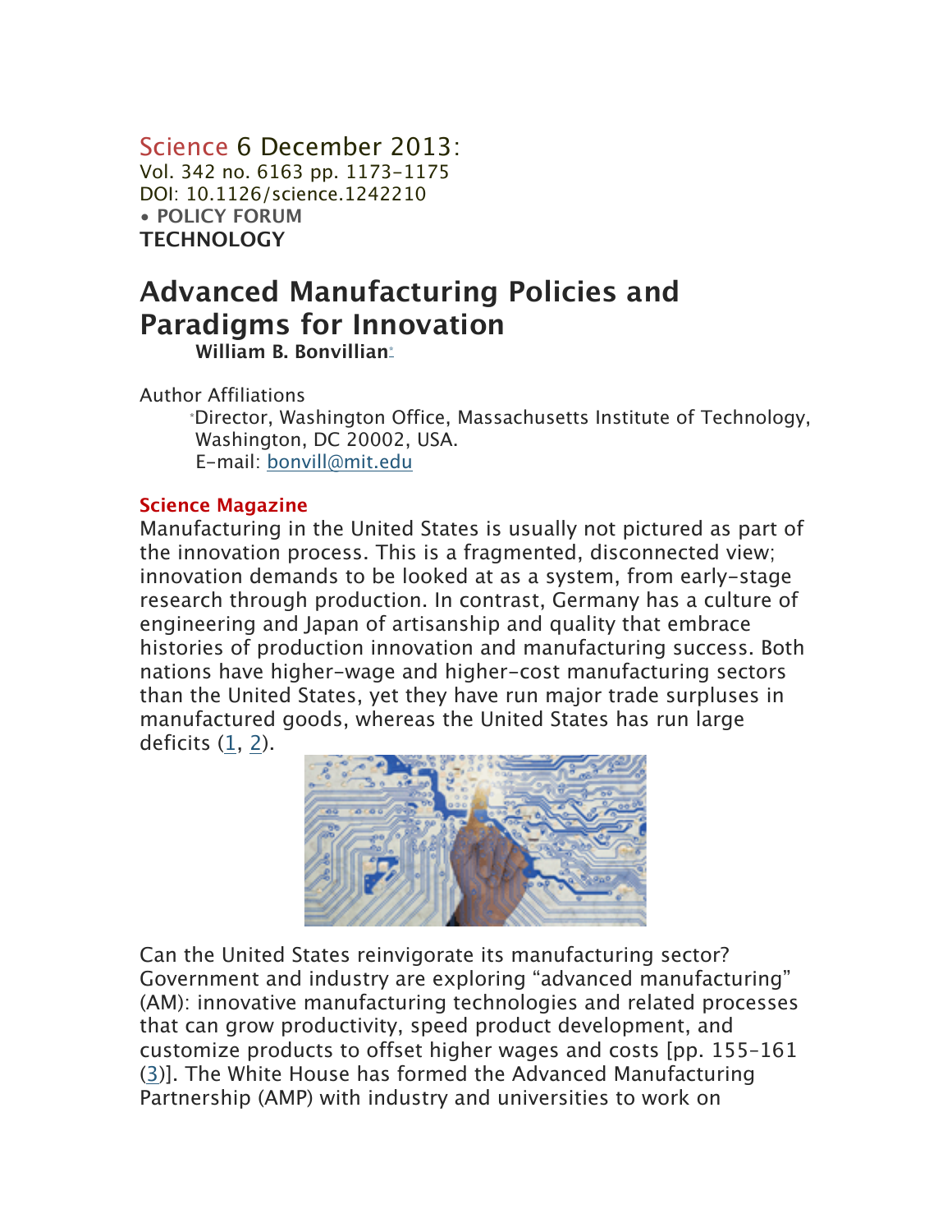Science 6 December 2013:
Vol. 342 no. 6163 pp. 1173-1175
DOI: 10.1126/science.1242210

• **POLICY FORUM**

**TECHNOLOGY**

# Advanced Manufacturing Policies and Paradigms for Innovation

**William B. Bonvillian***

Author Affiliations

*Director, Washington Office, Massachusetts Institute of Technology, Washington, DC 20002, USA.
E-mail: bonvill@mit.edu

**Science Magazine**

Manufacturing in the United States is usually not pictured as part of the innovation process. This is a fragmented, disconnected view; innovation demands to be looked at as a system, from early-stage research through production. In contrast, Germany has a culture of engineering and Japan of artisanship and quality that embrace histories of production innovation and manufacturing success. Both nations have higher-wage and higher-cost manufacturing sectors than the United States, yet they have run major trade surpluses in manufactured goods, whereas the United States has run large deficits (1, 2).

Can the United States reinvigorate its manufacturing sector? Government and industry are exploring "advanced manufacturing" (AM): innovative manufacturing technologies and related processes that can grow productivity, speed product development, and customize products to offset higher wages and costs [pp. 155-161 (3)]. The White House has formed the Advanced Manufacturing Partnership (AMP) with industry and universities to work on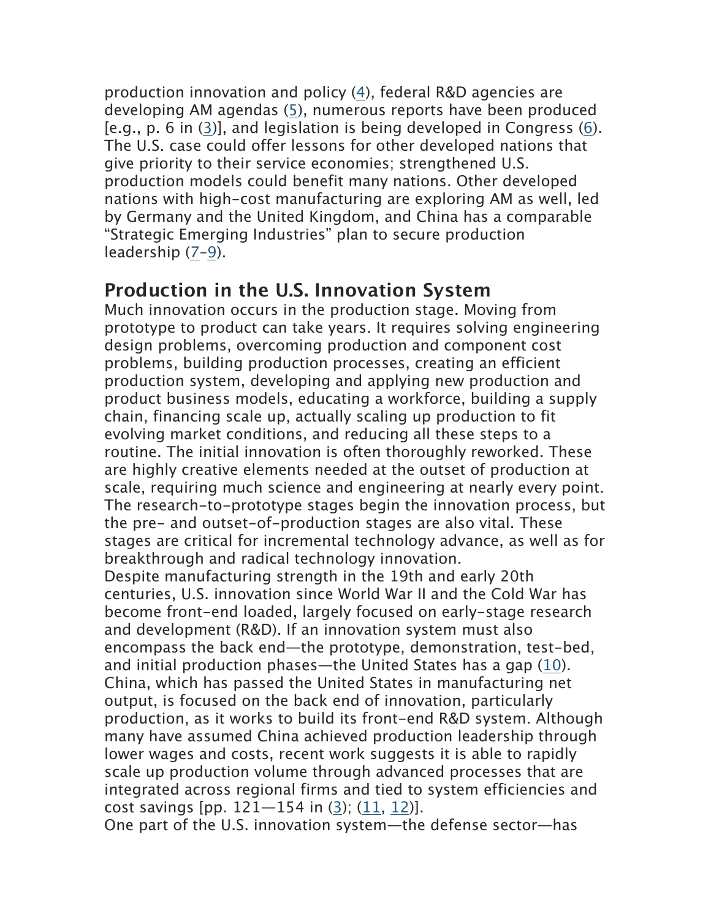production innovation and policy (4), federal R&D agencies are developing AM agendas (5), numerous reports have been produced [e.g., p. 6 in (3)], and legislation is being developed in Congress (6). The U.S. case could offer lessons for other developed nations that give priority to their service economies; strengthened U.S. production models could benefit many nations. Other developed nations with high-cost manufacturing are exploring AM as well, led by Germany and the United Kingdom, and China has a comparable "Strategic Emerging Industries" plan to secure production leadership (7–9).

## Production in the U.S. Innovation System

Much innovation occurs in the production stage. Moving from prototype to product can take years. It requires solving engineering design problems, overcoming production and component cost problems, building production processes, creating an efficient production system, developing and applying new production and product business models, educating a workforce, building a supply chain, financing scale up, actually scaling up production to fit evolving market conditions, and reducing all these steps to a routine. The initial innovation is often thoroughly reworked. These are highly creative elements needed at the outset of production at scale, requiring much science and engineering at nearly every point. The research-to-prototype stages begin the innovation process, but the pre- and outset-of-production stages are also vital. These stages are critical for incremental technology advance, as well as for breakthrough and radical technology innovation.

Despite manufacturing strength in the 19th and early 20th centuries, U.S. innovation since World War II and the Cold War has become front-end loaded, largely focused on early-stage research and development (R&D). If an innovation system must also encompass the back end—the prototype, demonstration, test-bed, and initial production phases—the United States has a gap (10). China, which has passed the United States in manufacturing net output, is focused on the back end of innovation, particularly production, as it works to build its front-end R&D system. Although many have assumed China achieved production leadership through lower wages and costs, recent work suggests it is able to rapidly scale up production volume through advanced processes that are integrated across regional firms and tied to system efficiencies and cost savings [pp. 121—154 in (3); (11, 12)].

One part of the U.S. innovation system—the defense sector—has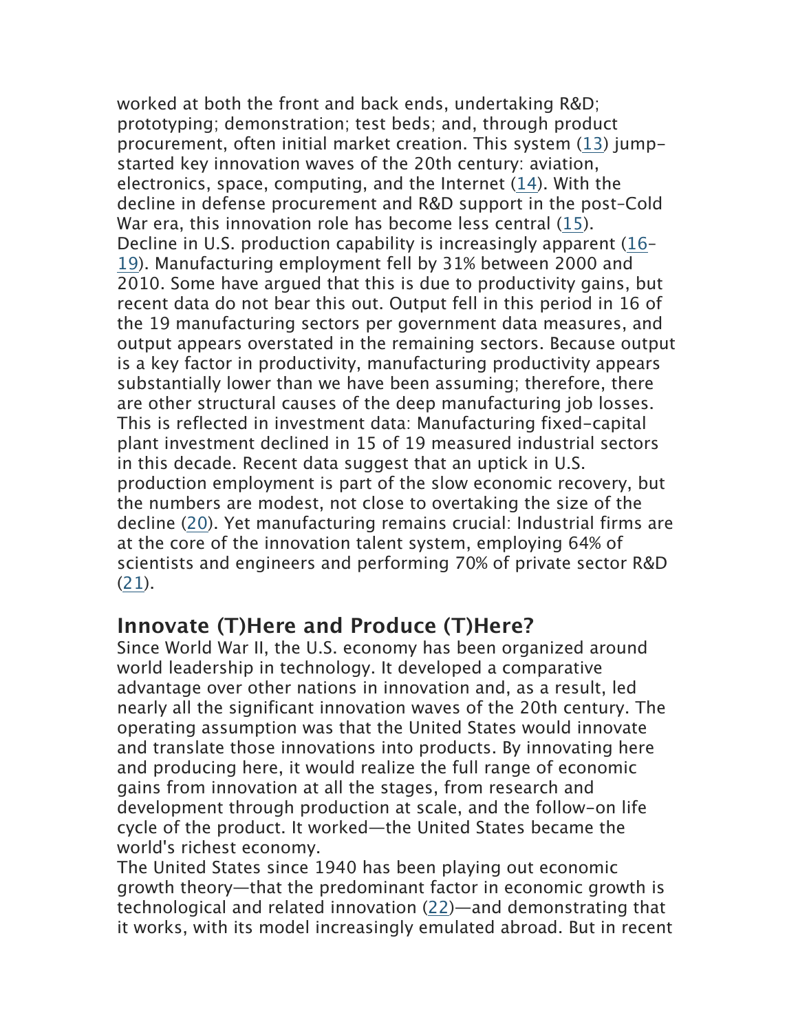worked at both the front and back ends, undertaking R&D; prototyping; demonstration; test beds; and, through product procurement, often initial market creation. This system (13) jump-started key innovation waves of the 20th century: aviation, electronics, space, computing, and the Internet (14). With the decline in defense procurement and R&D support in the post–Cold War era, this innovation role has become less central (15).

Decline in U.S. production capability is increasingly apparent (16–19). Manufacturing employment fell by 31% between 2000 and 2010. Some have argued that this is due to productivity gains, but recent data do not bear this out. Output fell in this period in 16 of the 19 manufacturing sectors per government data measures, and output appears overstated in the remaining sectors. Because output is a key factor in productivity, manufacturing productivity appears substantially lower than we have been assuming; therefore, there are other structural causes of the deep manufacturing job losses. This is reflected in investment data: Manufacturing fixed-capital plant investment declined in 15 of 19 measured industrial sectors in this decade. Recent data suggest that an uptick in U.S. production employment is part of the slow economic recovery, but the numbers are modest, not close to overtaking the size of the decline (20). Yet manufacturing remains crucial: Industrial firms are at the core of the innovation talent system, employing 64% of scientists and engineers and performing 70% of private sector R&D (21).

## Innovate (T)Here and Produce (T)Here?

Since World War II, the U.S. economy has been organized around world leadership in technology. It developed a comparative advantage over other nations in innovation and, as a result, led nearly all the significant innovation waves of the 20th century. The operating assumption was that the United States would innovate and translate those innovations into products. By innovating here and producing here, it would realize the full range of economic gains from innovation at all the stages, from research and development through production at scale, and the follow-on life cycle of the product. It worked—the United States became the world's richest economy.

The United States since 1940 has been playing out economic growth theory—that the predominant factor in economic growth is technological and related innovation (22)—and demonstrating that it works, with its model increasingly emulated abroad. But in recent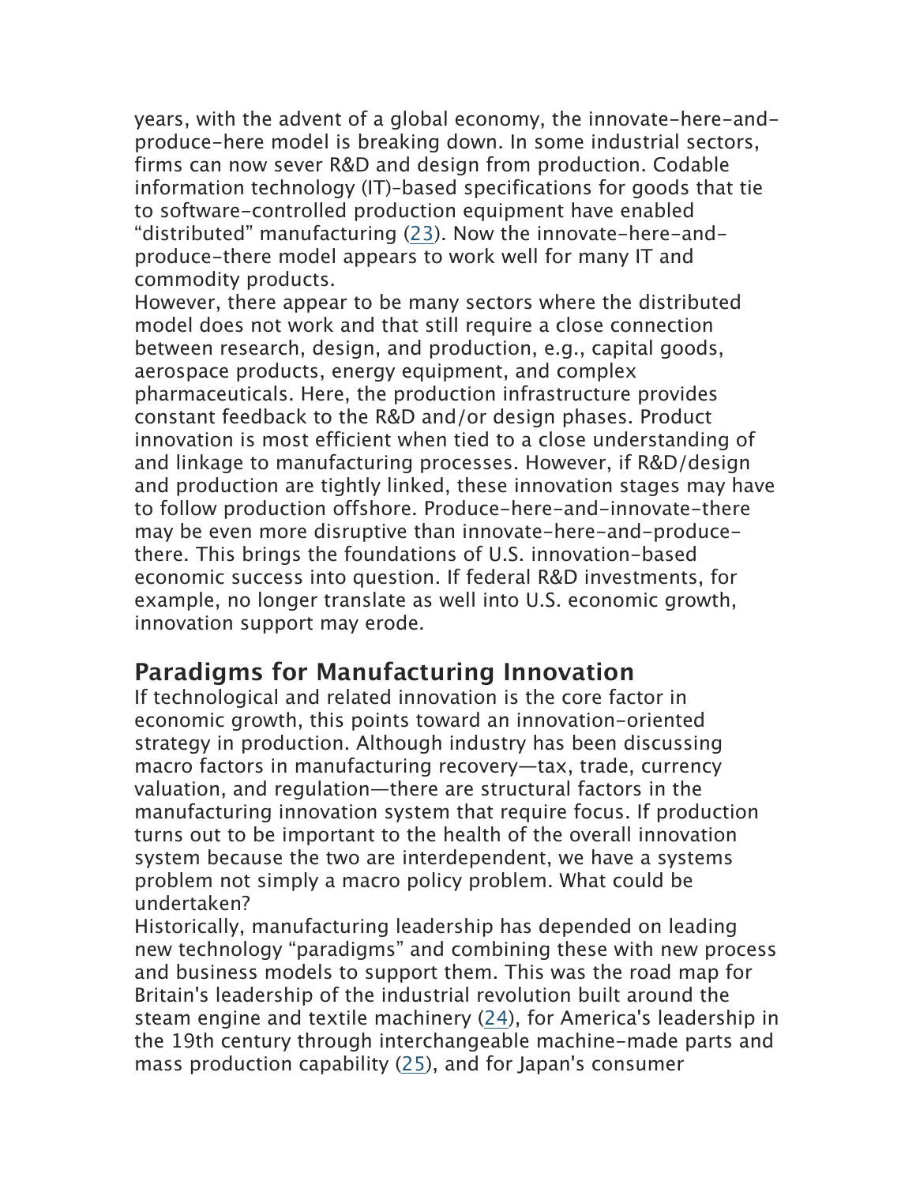years, with the advent of a global economy, the innovate-here-and-produce-here model is breaking down. In some industrial sectors, firms can now sever R&D and design from production. Codable information technology (IT)–based specifications for goods that tie to software-controlled production equipment have enabled “distributed” manufacturing (23). Now the innovate-here-and-produce-there model appears to work well for many IT and commodity products.

However, there appear to be many sectors where the distributed model does not work and that still require a close connection between research, design, and production, e.g., capital goods, aerospace products, energy equipment, and complex pharmaceuticals. Here, the production infrastructure provides constant feedback to the R&D and/or design phases. Product innovation is most efficient when tied to a close understanding of and linkage to manufacturing processes. However, if R&D/design and production are tightly linked, these innovation stages may have to follow production offshore. Produce-here-and-innovate-there may be even more disruptive than innovate-here-and-produce-there. This brings the foundations of U.S. innovation-based economic success into question. If federal R&D investments, for example, no longer translate as well into U.S. economic growth, innovation support may erode.

## Paradigms for Manufacturing Innovation

If technological and related innovation is the core factor in economic growth, this points toward an innovation-oriented strategy in production. Although industry has been discussing macro factors in manufacturing recovery—tax, trade, currency valuation, and regulation—there are structural factors in the manufacturing innovation system that require focus. If production turns out to be important to the health of the overall innovation system because the two are interdependent, we have a systems problem not simply a macro policy problem. What could be undertaken?

Historically, manufacturing leadership has depended on leading new technology “paradigms” and combining these with new process and business models to support them. This was the road map for Britain's leadership of the industrial revolution built around the steam engine and textile machinery (24), for America's leadership in the 19th century through interchangeable machine-made parts and mass production capability (25), and for Japan's consumer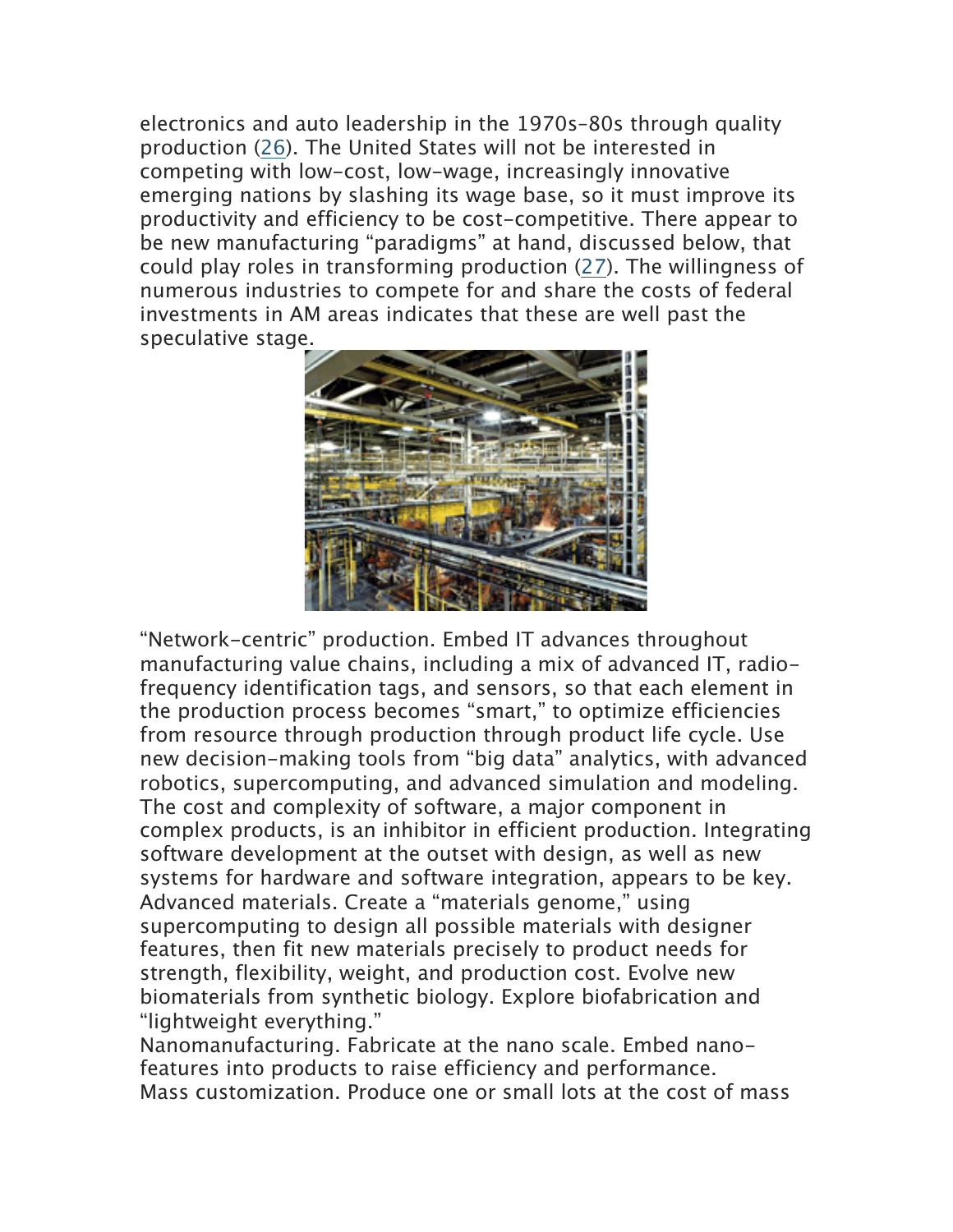electronics and auto leadership in the 1970s–80s through quality production (26). The United States will not be interested in competing with low-cost, low-wage, increasingly innovative emerging nations by slashing its wage base, so it must improve its productivity and efficiency to be cost-competitive. There appear to be new manufacturing "paradigms" at hand, discussed below, that could play roles in transforming production (27). The willingness of numerous industries to compete for and share the costs of federal investments in AM areas indicates that these are well past the speculative stage.

"Network-centric" production. Embed IT advances throughout manufacturing value chains, including a mix of advanced IT, radio-frequency identification tags, and sensors, so that each element in the production process becomes "smart," to optimize efficiencies from resource through production through product life cycle. Use new decision-making tools from "big data" analytics, with advanced robotics, supercomputing, and advanced simulation and modeling. The cost and complexity of software, a major component in complex products, is an inhibitor in efficient production. Integrating software development at the outset with design, as well as new systems for hardware and software integration, appears to be key.

Advanced materials. Create a "materials genome," using supercomputing to design all possible materials with designer features, then fit new materials precisely to product needs for strength, flexibility, weight, and production cost. Evolve new biomaterials from synthetic biology. Explore biofabrication and "lightweight everything."

Nanomanufacturing. Fabricate at the nano scale. Embed nano-features into products to raise efficiency and performance.

Mass customization. Produce one or small lots at the cost of mass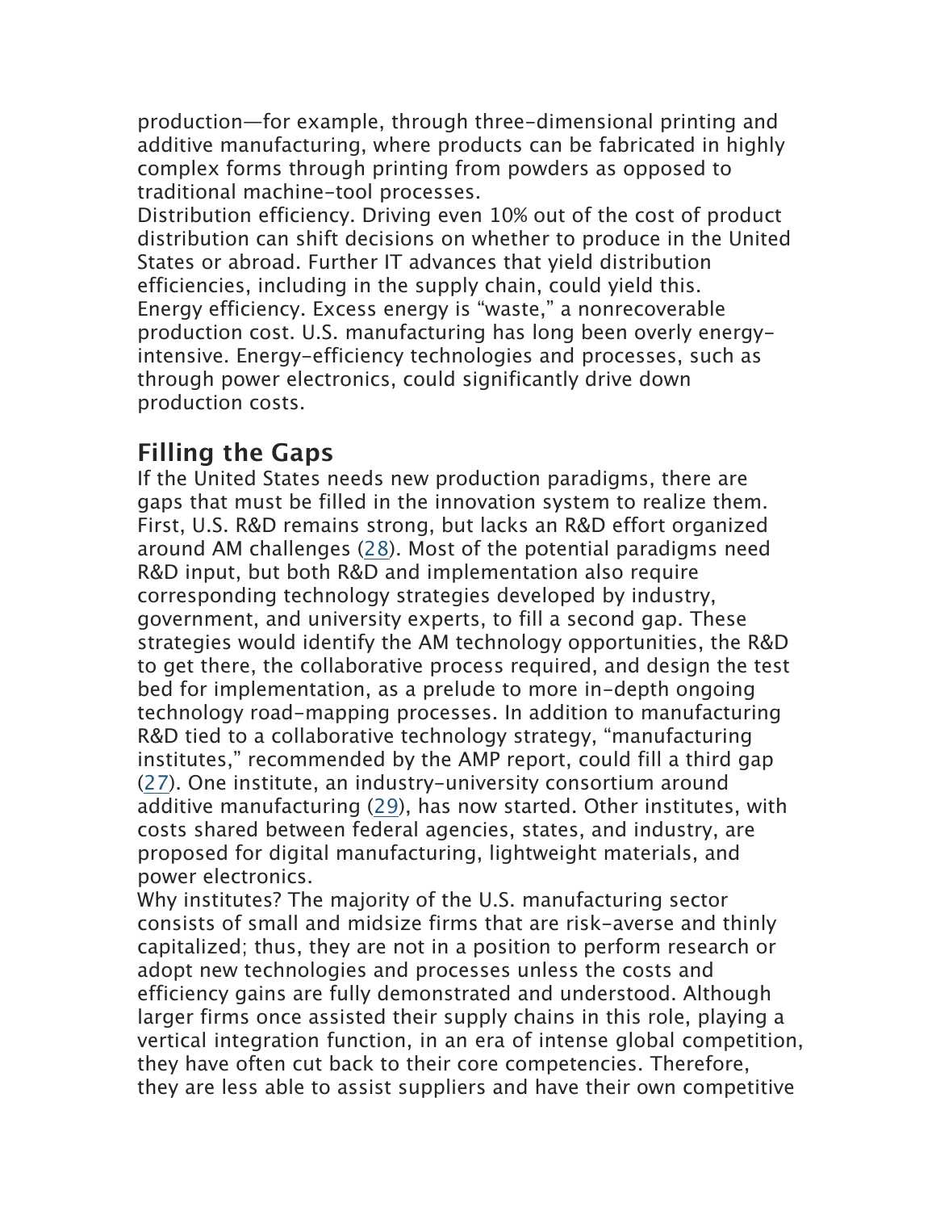production—for example, through three-dimensional printing and additive manufacturing, where products can be fabricated in highly complex forms through printing from powders as opposed to traditional machine-tool processes.

Distribution efficiency. Driving even 10% out of the cost of product distribution can shift decisions on whether to produce in the United States or abroad. Further IT advances that yield distribution efficiencies, including in the supply chain, could yield this.

Energy efficiency. Excess energy is "waste," a nonrecoverable production cost. U.S. manufacturing has long been overly energy-intensive. Energy-efficiency technologies and processes, such as through power electronics, could significantly drive down production costs.

## Filling the Gaps

If the United States needs new production paradigms, there are gaps that must be filled in the innovation system to realize them. First, U.S. R&D remains strong, but lacks an R&D effort organized around AM challenges (28). Most of the potential paradigms need R&D input, but both R&D and implementation also require corresponding technology strategies developed by industry, government, and university experts, to fill a second gap. These strategies would identify the AM technology opportunities, the R&D to get there, the collaborative process required, and design the test bed for implementation, as a prelude to more in-depth ongoing technology road-mapping processes. In addition to manufacturing R&D tied to a collaborative technology strategy, "manufacturing institutes," recommended by the AMP report, could fill a third gap (27). One institute, an industry-university consortium around additive manufacturing (29), has now started. Other institutes, with costs shared between federal agencies, states, and industry, are proposed for digital manufacturing, lightweight materials, and power electronics.

Why institutes? The majority of the U.S. manufacturing sector consists of small and midsize firms that are risk-averse and thinly capitalized; thus, they are not in a position to perform research or adopt new technologies and processes unless the costs and efficiency gains are fully demonstrated and understood. Although larger firms once assisted their supply chains in this role, playing a vertical integration function, in an era of intense global competition, they have often cut back to their core competencies. Therefore, they are less able to assist suppliers and have their own competitive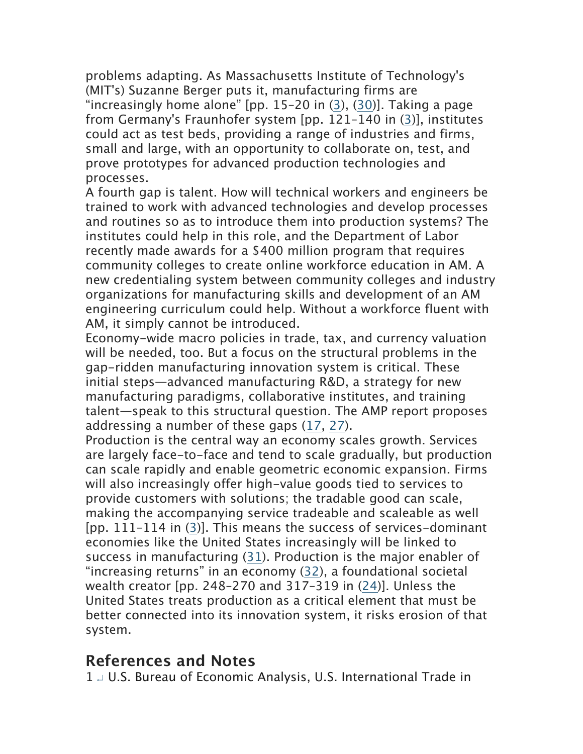problems adapting. As Massachusetts Institute of Technology's (MIT's) Suzanne Berger puts it, manufacturing firms are "increasingly home alone" [pp. 15–20 in (3), (30)]. Taking a page from Germany's Fraunhofer system [pp. 121–140 in (3)], institutes could act as test beds, providing a range of industries and firms, small and large, with an opportunity to collaborate on, test, and prove prototypes for advanced production technologies and processes.

A fourth gap is talent. How will technical workers and engineers be trained to work with advanced technologies and develop processes and routines so as to introduce them into production systems? The institutes could help in this role, and the Department of Labor recently made awards for a $400 million program that requires community colleges to create online workforce education in AM. A new credentialing system between community colleges and industry organizations for manufacturing skills and development of an AM engineering curriculum could help. Without a workforce fluent with AM, it simply cannot be introduced.

Economy-wide macro policies in trade, tax, and currency valuation will be needed, too. But a focus on the structural problems in the gap-ridden manufacturing innovation system is critical. These initial steps—advanced manufacturing R&D, a strategy for new manufacturing paradigms, collaborative institutes, and training talent—speak to this structural question. The AMP report proposes addressing a number of these gaps (17, 27).

Production is the central way an economy scales growth. Services are largely face-to-face and tend to scale gradually, but production can scale rapidly and enable geometric economic expansion. Firms will also increasingly offer high-value goods tied to services to provide customers with solutions; the tradable good can scale, making the accompanying service tradeable and scaleable as well [pp. 111–114 in (3)]. This means the success of services-dominant economies like the United States increasingly will be linked to success in manufacturing (31). Production is the major enabler of "increasing returns" in an economy (32), a foundational societal wealth creator [pp. 248–270 and 317–319 in (24)]. Unless the United States treats production as a critical element that must be better connected into its innovation system, it risks erosion of that system.

## References and Notes

1. U.S. Bureau of Economic Analysis, U.S. International Trade in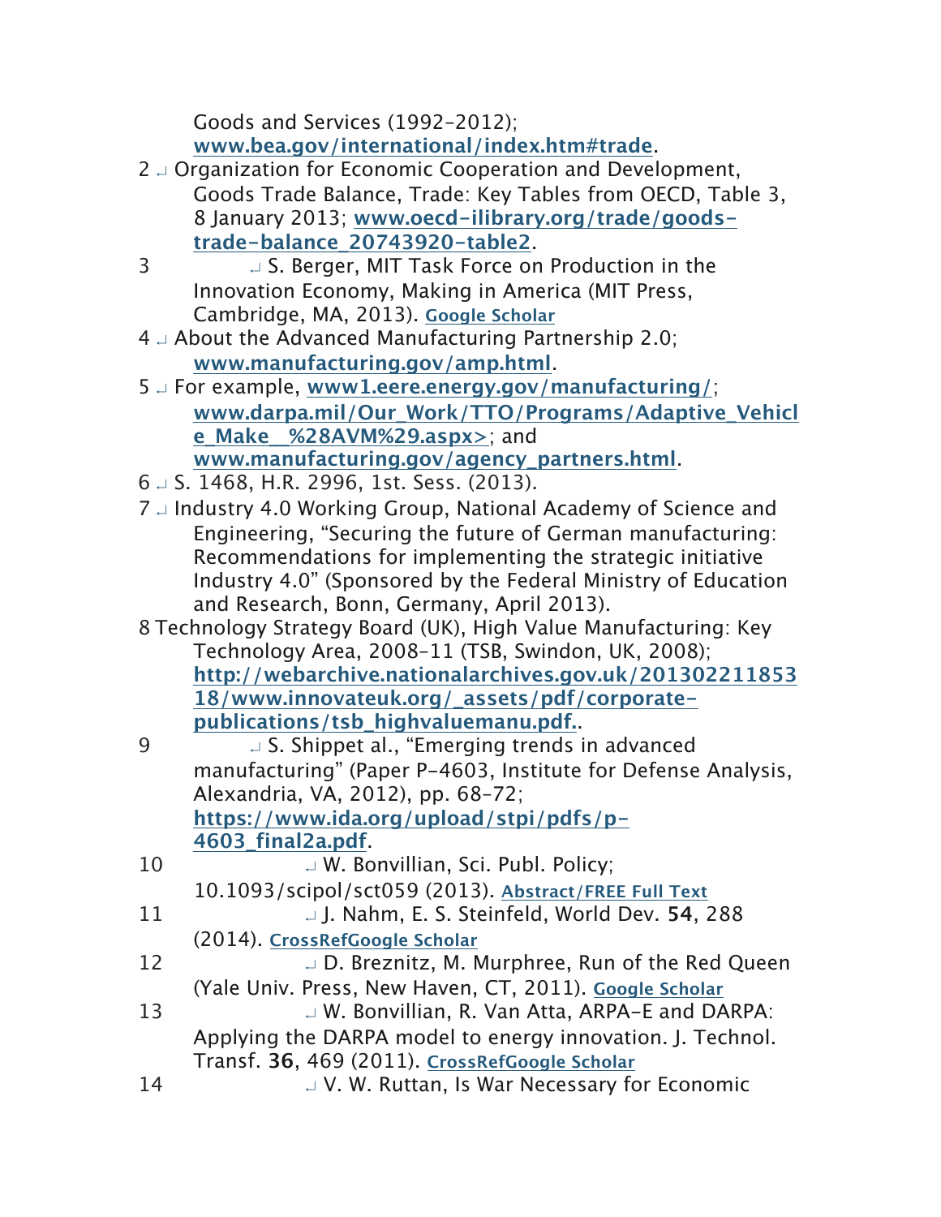Goods and Services (1992–2012); www.bea.gov/international/index.htm#trade.

2 ↵ Organization for Economic Cooperation and Development, Goods Trade Balance, Trade: Key Tables from OECD, Table 3, 8 January 2013; www.oecd-ilibrary.org/trade/goods-trade-balance_20743920-table2.

3 ↵ S. Berger, MIT Task Force on Production in the Innovation Economy, Making in America (MIT Press, Cambridge, MA, 2013). Google Scholar

4 ↵ About the Advanced Manufacturing Partnership 2.0; www.manufacturing.gov/amp.html.

5 ↵ For example, www1.eere.energy.gov/manufacturing/; www.darpa.mil/Our_Work/TTO/Programs/Adaptive_Vehicle_Make__%28AVM%29.aspx>; and www.manufacturing.gov/agency_partners.html.

6 ↵ S. 1468, H.R. 2996, 1st. Sess. (2013).

7 ↵ Industry 4.0 Working Group, National Academy of Science and Engineering, “Securing the future of German manufacturing: Recommendations for implementing the strategic initiative Industry 4.0” (Sponsored by the Federal Ministry of Education and Research, Bonn, Germany, April 2013).

8 Technology Strategy Board (UK), High Value Manufacturing: Key Technology Area, 2008–11 (TSB, Swindon, UK, 2008); http://webarchive.nationalarchives.gov.uk/20130221185318/www.innovateuk.org/_assets/pdf/corporate-publications/tsb_highvaluemanu.pdf..

9 ↵ S. Shippet al., “Emerging trends in advanced manufacturing” (Paper P-4603, Institute for Defense Analysis, Alexandria, VA, 2012), pp. 68–72; https://www.ida.org/upload/stpi/pdfs/p-4603_final2a.pdf.

10 ↵ W. Bonvillian, Sci. Publ. Policy; 10.1093/scipol/sct059 (2013). Abstract/FREE Full Text

11 ↵ J. Nahm, E. S. Steinfeld, World Dev. **54**, 288 (2014). CrossRefGoogle Scholar

12 ↵ D. Breznitz, M. Murphree, Run of the Red Queen (Yale Univ. Press, New Haven, CT, 2011). Google Scholar

13 ↵ W. Bonvillian, R. Van Atta, ARPA-E and DARPA: Applying the DARPA model to energy innovation. J. Technol. Transf. **36**, 469 (2011). CrossRefGoogle Scholar

14 ↵ V. W. Ruttan, Is War Necessary for Economic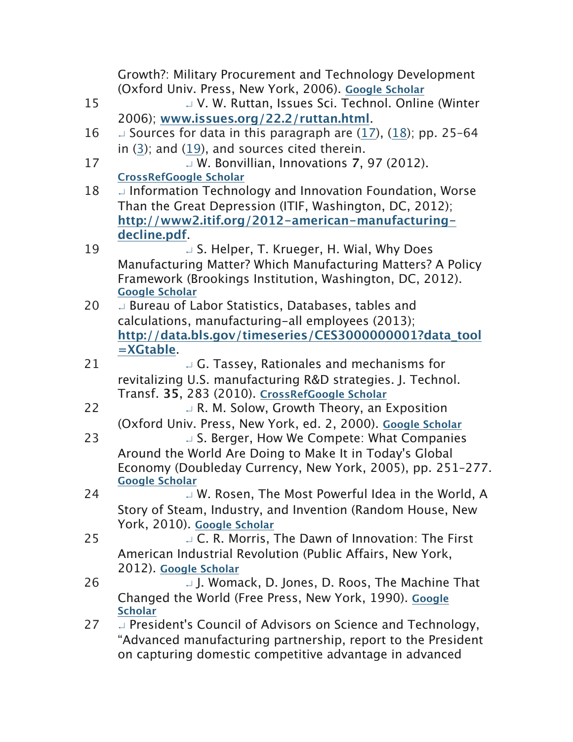Growth?: Military Procurement and Technology Development (Oxford Univ. Press, New York, 2006). Google Scholar

15. ↵ V. W. Ruttan, Issues Sci. Technol. Online (Winter 2006); **www.issues.org/22.2/ruttan.html**.
16. ↵ Sources for data in this paragraph are (17), (18); pp. 25–64 in (3); and (19), and sources cited therein.
17. ↵ W. Bonvillian, Innovations **7**, 97 (2012). CrossRefGoogle Scholar
18. ↵ Information Technology and Innovation Foundation, Worse Than the Great Depression (ITIF, Washington, DC, 2012); **http://www2.itif.org/2012-american-manufacturing-decline.pdf**.
19. ↵ S. Helper, T. Krueger, H. Wial, Why Does Manufacturing Matter? Which Manufacturing Matters? A Policy Framework (Brookings Institution, Washington, DC, 2012). Google Scholar
20. ↵ Bureau of Labor Statistics, Databases, tables and calculations, manufacturing-all employees (2013); **http://data.bls.gov/timeseries/CES3000000001?data_tool=XGtable**.
21. ↵ G. Tassey, Rationales and mechanisms for revitalizing U.S. manufacturing R&D strategies. J. Technol. Transf. **35**, 283 (2010). CrossRefGoogle Scholar
22. ↵ R. M. Solow, Growth Theory, an Exposition (Oxford Univ. Press, New York, ed. 2, 2000). Google Scholar
23. ↵ S. Berger, How We Compete: What Companies Around the World Are Doing to Make It in Today's Global Economy (Doubleday Currency, New York, 2005), pp. 251–277. Google Scholar
24. ↵ W. Rosen, The Most Powerful Idea in the World, A Story of Steam, Industry, and Invention (Random House, New York, 2010). Google Scholar
25. ↵ C. R. Morris, The Dawn of Innovation: The First American Industrial Revolution (Public Affairs, New York, 2012). Google Scholar
26. ↵ J. Womack, D. Jones, D. Roos, The Machine That Changed the World (Free Press, New York, 1990). Google Scholar
27. ↵ President's Council of Advisors on Science and Technology, “Advanced manufacturing partnership, report to the President on capturing domestic competitive advantage in advanced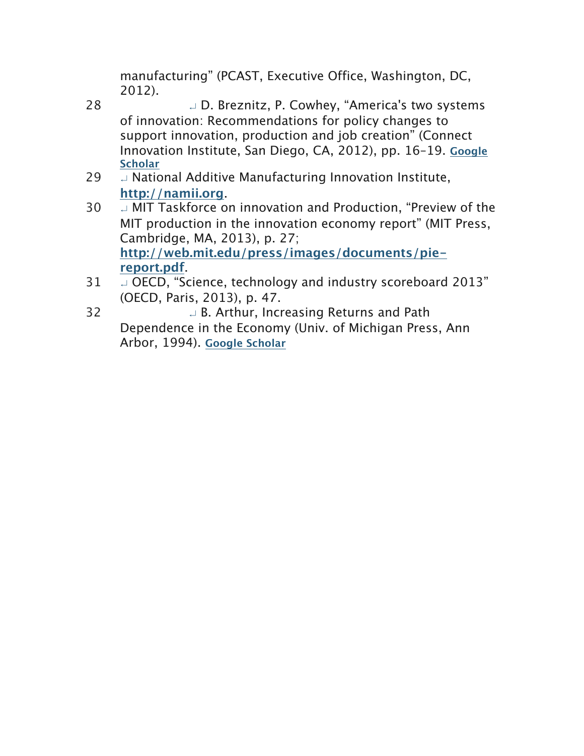manufacturing" (PCAST, Executive Office, Washington, DC, 2012).

28. ↵ D. Breznitz, P. Cowhey, "America's two systems of innovation: Recommendations for policy changes to support innovation, production and job creation" (Connect Innovation Institute, San Diego, CA, 2012), pp. 16–19. Google Scholar
29. ↵ National Additive Manufacturing Innovation Institute, http://namii.org.
30. ↵ MIT Taskforce on innovation and Production, "Preview of the MIT production in the innovation economy report" (MIT Press, Cambridge, MA, 2013), p. 27; http://web.mit.edu/press/images/documents/pie-report.pdf.
31. ↵ OECD, "Science, technology and industry scoreboard 2013" (OECD, Paris, 2013), p. 47.
32. ↵ B. Arthur, Increasing Returns and Path Dependence in the Economy (Univ. of Michigan Press, Ann Arbor, 1994). Google Scholar